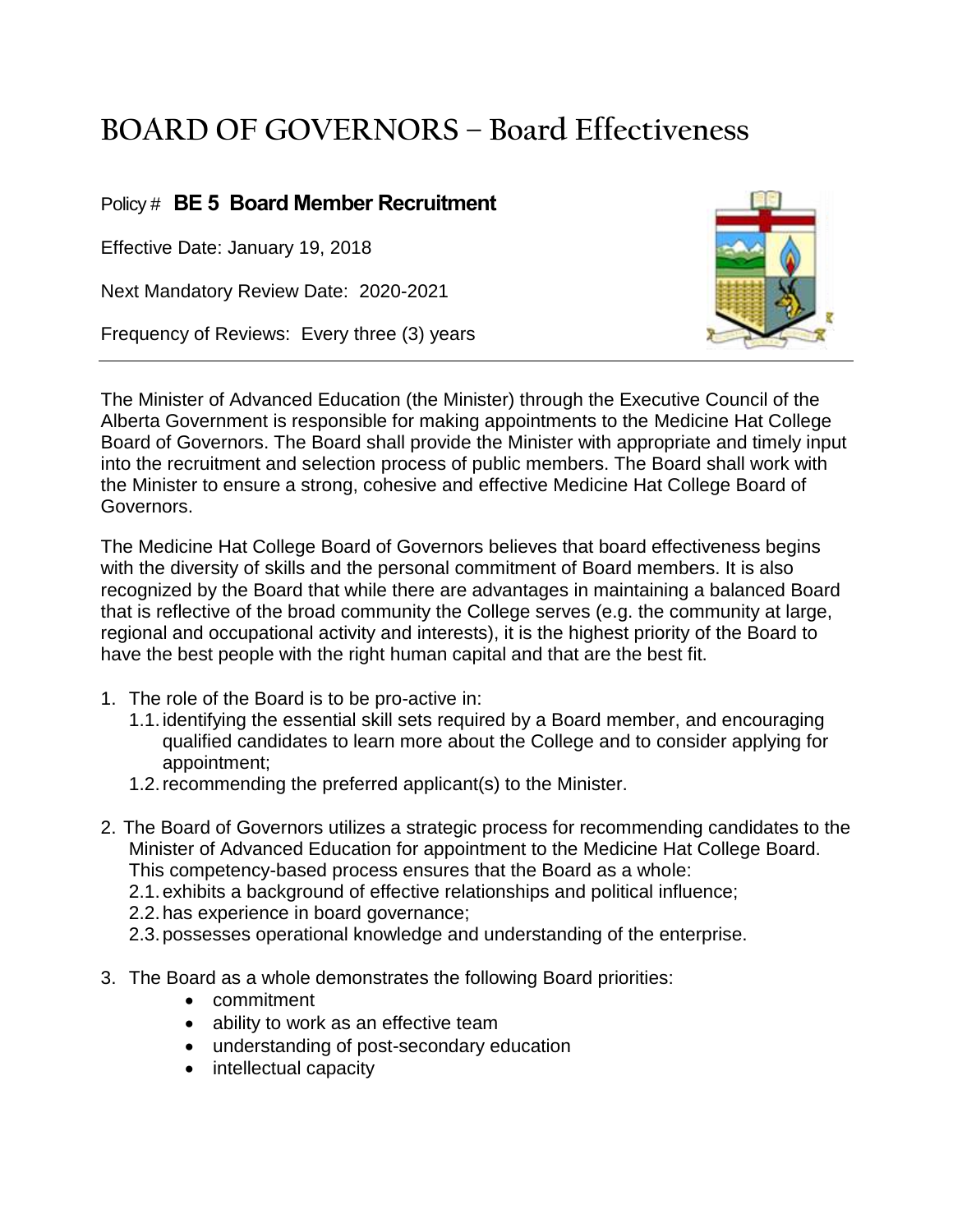# BOARD OF GOVERNORS – Board Effectiveness

Policy # **BE 5 Board Member Recruitment**

Effective Date: January 19, 2018

Next Mandatory Review Date: 2020-2021

Frequency of Reviews: Every three (3) years

---

The Minister of Advanced Education (the Minister) through the Executive Council of the Alberta Government is responsible for making appointments to the Medicine Hat College Board of Governors. The Board shall provide the Minister with appropriate and timely input into the recruitment and selection process of public members. The Board shall work with the Minister to ensure a strong, cohesive and effective Medicine Hat College Board of Governors.

The Medicine Hat College Board of Governors believes that board effectiveness begins with the diversity of skills and the personal commitment of Board members. It is also recognized by the Board that while there are advantages in maintaining a balanced Board that is reflective of the broad community the College serves (e.g. the community at large, regional and occupational activity and interests), it is the highest priority of the Board to have the best people with the right human capital and that are the best fit.

1. The role of the Board is to be pro-active in:
   1.1. identifying the essential skill sets required by a Board member, and encouraging qualified candidates to learn more about the College and to consider applying for appointment;
   1.2. recommending the preferred applicant(s) to the Minister.

2. The Board of Governors utilizes a strategic process for recommending candidates to the Minister of Advanced Education for appointment to the Medicine Hat College Board. This competency-based process ensures that the Board as a whole:
   2.1. exhibits a background of effective relationships and political influence;
   2.2. has experience in board governance;
   2.3. possesses operational knowledge and understanding of the enterprise.

3. The Board as a whole demonstrates the following Board priorities:
   - commitment
   - ability to work as an effective team
   - understanding of post-secondary education
   - intellectual capacity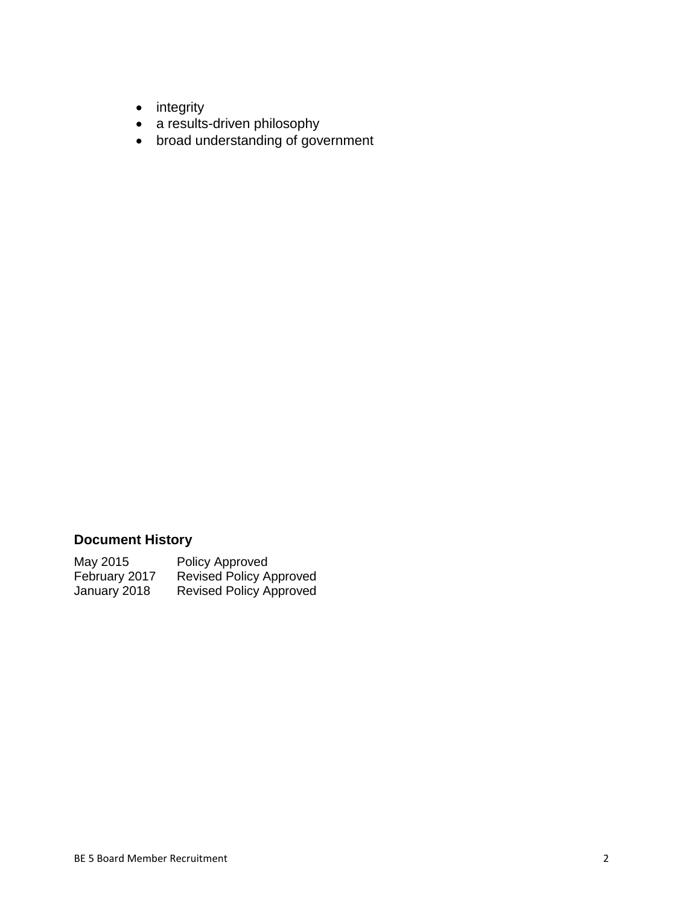- integrity
- a results-driven philosophy
- broad understanding of government

**Document History**

| | |
|---|---|
| May 2015 | Policy Approved |
| February 2017 | Revised Policy Approved |
| January 2018 | Revised Policy Approved |